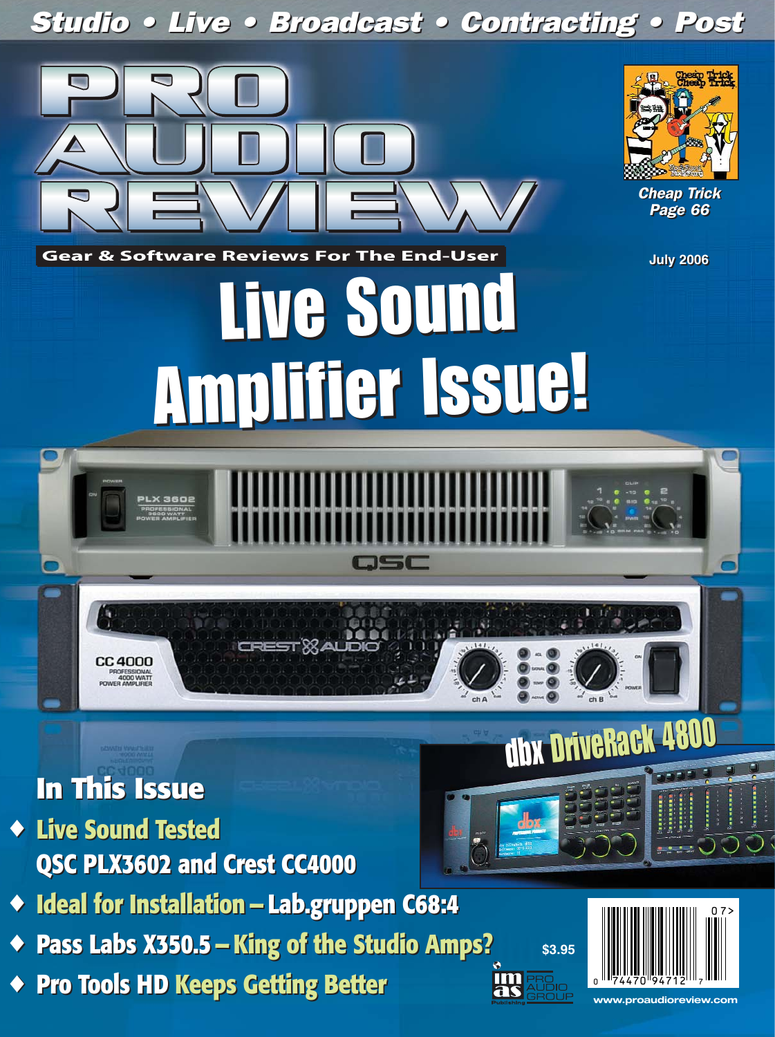Studio • Live • Broadcast • Contracting • Post

# PRO AUDIO REVIEW

Gear & Software Reviews For The End-User

*Cheap Trick Page 66*

July 2006

# Live Sound Amplifier Issue!

dbx DriveRack 4800

## In This Issue

- **Live Sound Tested** QSC PLX3602 and Crest CC4000
- **Ideal for Installation** – Lab.gruppen C68:4
- Pass Labs X350.5 – **King of the Studio Amps?**
- Pro Tools HD **Keeps Getting Better**

$3.95

www.proaudioreview.com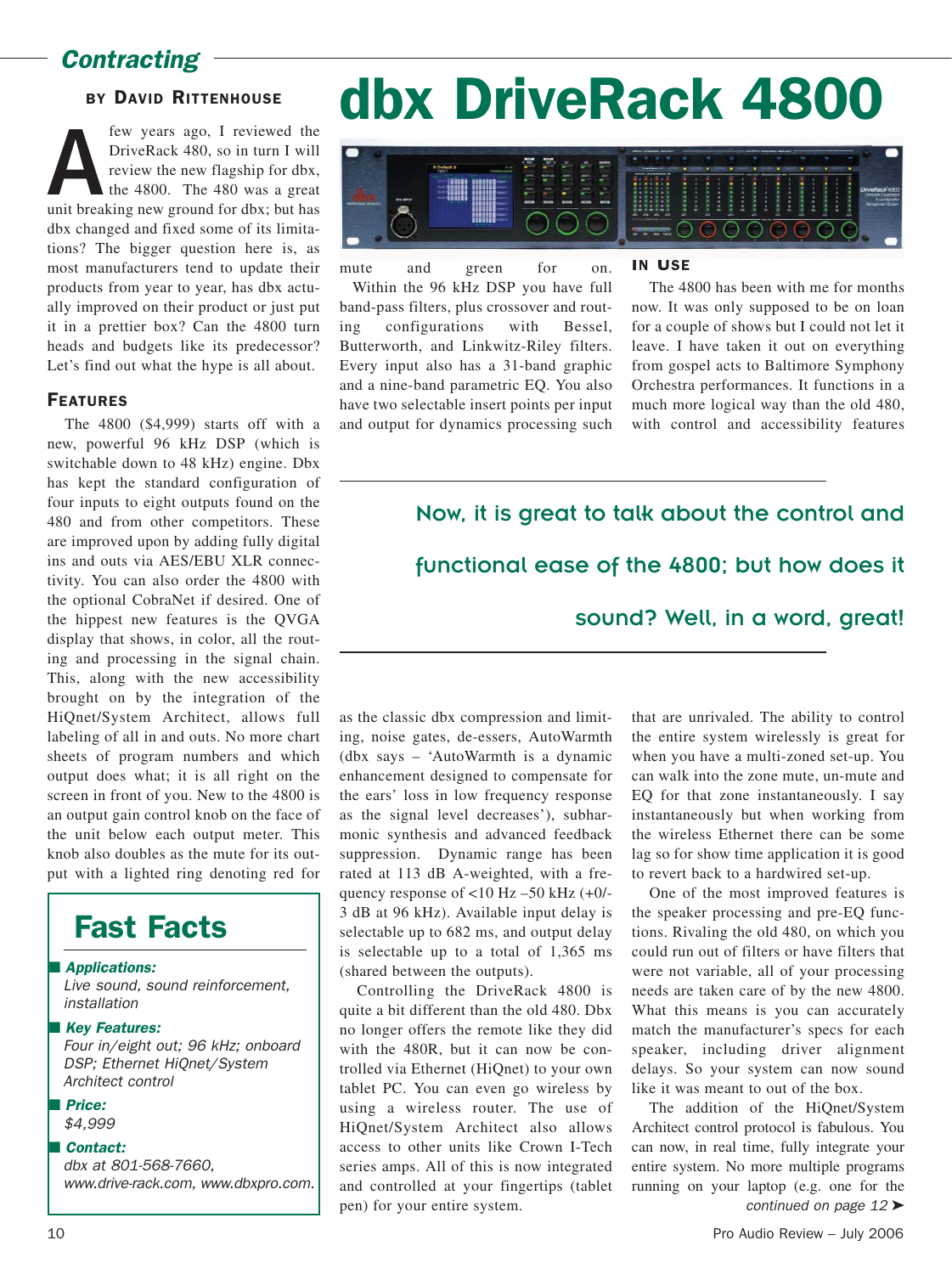## Contracting

# dbx DriveRack 4800

**BY DAVID RITTENHOUSE**

A few years ago, I reviewed the DriveRack 480, so in turn I will review the new flagship for dbx, the 4800. The 480 was a great unit breaking new ground for dbx; but has dbx changed and fixed some of its limitations? The bigger question here is, as most manufacturers tend to update their products from year to year, has dbx actually improved on their product or just put it in a prettier box? Can the 4800 turn heads and budgets like its predecessor? Let's find out what the hype is all about.

### FEATURES

The 4800 ($4,999) starts off with a new, powerful 96 kHz DSP (which is switchable down to 48 kHz) engine. Dbx has kept the standard configuration of four inputs to eight outputs found on the 480 and from other competitors. These are improved upon by adding fully digital ins and outs via AES/EBU XLR connectivity. You can also order the 4800 with the optional CobraNet if desired. One of the hippest new features is the QVGA display that shows, in color, all the routing and processing in the signal chain. This, along with the new accessibility brought on by the integration of the HiQnet/System Architect, allows full labeling of all in and outs. No more chart sheets of program numbers and which output does what; it is all right on the screen in front of you. New to the 4800 is an output gain control knob on the face of the unit below each output meter. This knob also doubles as the mute for its output with a lighted ring denoting red for mute and green for on.

Within the 96 kHz DSP you have full band-pass filters, plus crossover and routing configurations with Bessel, Butterworth, and Linkwitz-Riley filters. Every input also has a 31-band graphic and a nine-band parametric EQ. You also have two selectable insert points per input and output for dynamics processing such as the classic dbx compression and limiting, noise gates, de-essers, AutoWarmth (dbx says – 'AutoWarmth is a dynamic enhancement designed to compensate for the ears' loss in low frequency response as the signal level decreases'), subharmonic synthesis and advanced feedback suppression. Dynamic range has been rated at 113 dB A-weighted, with a frequency response of <10 Hz –50 kHz (+0/-3 dB at 96 kHz). Available input delay is selectable up to 682 ms, and output delay is selectable up to a total of 1,365 ms (shared between the outputs).

Controlling the DriveRack 4800 is quite a bit different than the old 480. Dbx no longer offers the remote like they did with the 480R, but it can now be controlled via Ethernet (HiQnet) to your own tablet PC. You can even go wireless by using a wireless router. The use of HiQnet/System Architect also allows access to other units like Crown I-Tech series amps. All of this is now integrated and controlled at your fingertips (tablet pen) for your entire system.

### IN USE

The 4800 has been with me for months now. It was only supposed to be on loan for a couple of shows but I could not let it leave. I have taken it out on everything from gospel acts to Baltimore Symphony Orchestra performances. It functions in a much more logical way than the old 480, with control and accessibility features that are unrivaled. The ability to control the entire system wirelessly is great for when you have a multi-zoned set-up. You can walk into the zone mute, un-mute and EQ for that zone instantaneously. I say instantaneously but when working from the wireless Ethernet there can be some lag so for show time application it is good to revert back to a hardwired set-up.

> Now, it is great to talk about the control and functional ease of the 4800; but how does it sound? Well, in a word, great!

One of the most improved features is the speaker processing and pre-EQ functions. Rivaling the old 480, on which you could run out of filters or have filters that were not variable, all of your processing needs are taken care of by the new 4800. What this means is you can accurately match the manufacturer's specs for each speaker, including driver alignment delays. So your system can now sound like it was meant to out of the box.

The addition of the HiQnet/System Architect control protocol is fabulous. You can now, in real time, fully integrate your entire system. No more multiple programs running on your laptop (e.g. one for the

*continued on page 12 ➤*

## Fast Facts

**Applications:**
*Live sound, sound reinforcement, installation*

**Key Features:**
*Four in/eight out; 96 kHz; onboard DSP; Ethernet HiQnet/System Architect control*

**Price:**
*$4,999*

**Contact:**
*dbx at 801-568-7660, www.drive-rack.com, www.dbxpro.com.*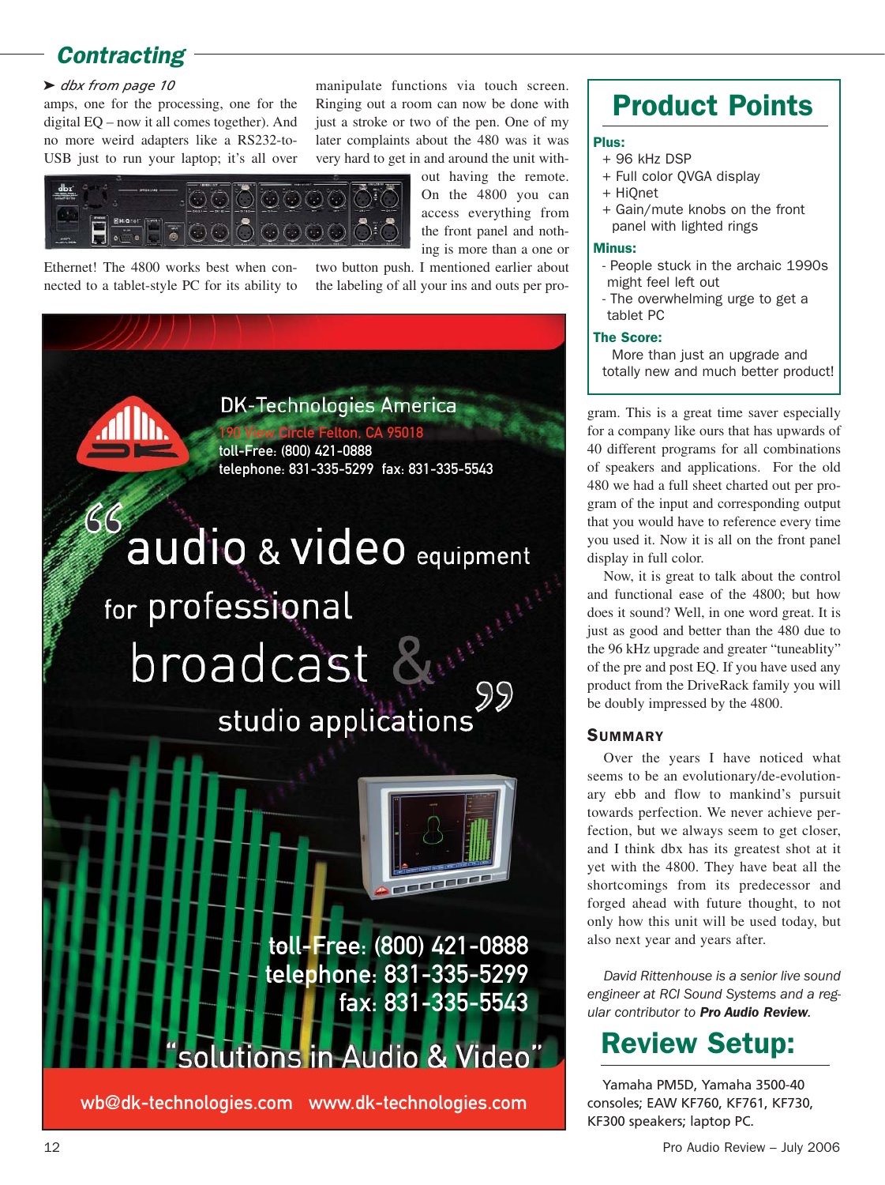## Contracting

➤ *dbx from page 10*

amps, one for the processing, one for the digital EQ – now it all comes together). And no more weird adapters like a RS232-to-USB just to run your laptop; it's all over Ethernet! The 4800 works best when connected to a tablet-style PC for its ability to manipulate functions via touch screen. Ringing out a room can now be done with just a stroke or two of the pen. One of my later complaints about the 480 was it was very hard to get in and around the unit without having the remote. On the 4800 you can access everything from the front panel and nothing is more than a one or two button push. I mentioned earlier about the labeling of all your ins and outs per program. This is a great time saver especially for a company like ours that has upwards of 40 different programs for all combinations of speakers and applications. For the old 480 we had a full sheet charted out per program of the input and corresponding output that you would have to reference every time you used it. Now it is all on the front panel display in full color.

Now, it is great to talk about the control and functional ease of the 4800; but how does it sound? Well, in one word great. It is just as good and better than the 480 due to the 96 kHz upgrade and greater "tuneablity" of the pre and post EQ. If you have used any product from the DriveRack family you will be doubly impressed by the 4800.

## Product Points

**Plus:**

+ 96 kHz DSP
+ Full color QVGA display
+ HiQnet
+ Gain/mute knobs on the front panel with lighted rings

**Minus:**

- People stuck in the archaic 1990s might feel left out
- The overwhelming urge to get a tablet PC

**The Score:**

More than just an upgrade and totally new and much better product!

### Summary

Over the years I have noticed what seems to be an evolutionary/de-evolutionary ebb and flow to mankind's pursuit towards perfection. We never achieve perfection, but we always seem to get closer, and I think dbx has its greatest shot at it yet with the 4800. They have beat all the shortcomings from its predecessor and forged ahead with future thought, to not only how this unit will be used today, but also next year and years after.

*David Rittenhouse is a senior live sound engineer at RCI Sound Systems and a regular contributor to* ***Pro Audio Review****.*

## Review Setup:

Yamaha PM5D, Yamaha 3500-40 consoles; EAW KF760, KF761, KF730, KF300 speakers; laptop PC.